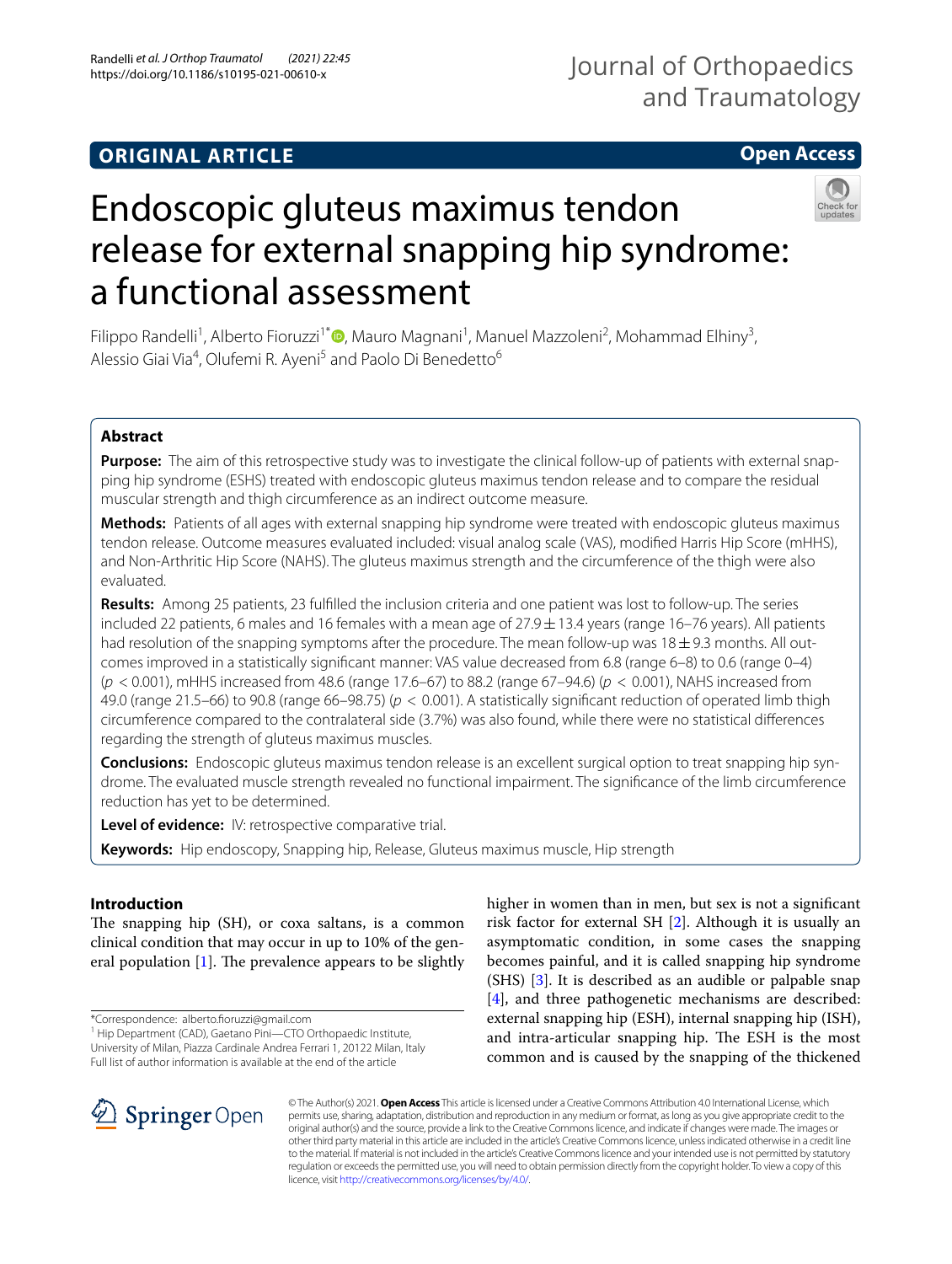# ORIGINAL ARTICLE

**Open Access**

# Endoscopic gluteus maximus tendon release for external snapping hip syndrome: a functional assessment

Filippo Randelli[1], Alberto Fioruzzi[1*], Mauro Magnani[1], Manuel Mazzoleni[2], Mohammad Elhiny[3], Alessio Giai Via[4], Olufemi R. Ayeni[5] and Paolo Di Benedetto[6]

## Abstract

**Purpose:** The aim of this retrospective study was to investigate the clinical follow-up of patients with external snapping hip syndrome (ESHS) treated with endoscopic gluteus maximus tendon release and to compare the residual muscular strength and thigh circumference as an indirect outcome measure.

**Methods:** Patients of all ages with external snapping hip syndrome were treated with endoscopic gluteus maximus tendon release. Outcome measures evaluated included: visual analog scale (VAS), modified Harris Hip Score (mHHS), and Non-Arthritic Hip Score (NAHS). The gluteus maximus strength and the circumference of the thigh were also evaluated.

**Results:** Among 25 patients, 23 fulfilled the inclusion criteria and one patient was lost to follow-up. The series included 22 patients, 6 males and 16 females with a mean age of $27.9 \pm 13.4$ years (range 16–76 years). All patients had resolution of the snapping symptoms after the procedure. The mean follow-up was $18 \pm 9.3$ months. All outcomes improved in a statistically significant manner: VAS value decreased from 6.8 (range 6–8) to 0.6 (range 0–4) ($p < 0.001$), mHHS increased from 48.6 (range 17.6–67) to 88.2 (range 67–94.6) ($p < 0.001$), NAHS increased from 49.0 (range 21.5–66) to 90.8 (range 66–98.75) ($p < 0.001$). A statistically significant reduction of operated limb thigh circumference compared to the contralateral side (3.7%) was also found, while there were no statistical differences regarding the strength of gluteus maximus muscles.

**Conclusions:** Endoscopic gluteus maximus tendon release is an excellent surgical option to treat snapping hip syndrome. The evaluated muscle strength revealed no functional impairment. The significance of the limb circumference reduction has yet to be determined.

**Level of evidence:** IV: retrospective comparative trial.

**Keywords:** Hip endoscopy, Snapping hip, Release, Gluteus maximus muscle, Hip strength

## Introduction

The snapping hip (SH), or coxa saltans, is a common clinical condition that may occur in up to 10% of the general population [1]. The prevalence appears to be slightly higher in women than in men, but sex is not a significant risk factor for external SH [2]. Although it is usually an asymptomatic condition, in some cases the snapping becomes painful, and it is called snapping hip syndrome (SHS) [3]. It is described as an audible or palpable snap [4], and three pathogenetic mechanisms are described: external snapping hip (ESH), internal snapping hip (ISH), and intra-articular snapping hip. The ESH is the most common and is caused by the snapping of the thickened

*Correspondence: alberto.fioruzzi@gmail.com
[1] Hip Department (CAD), Gaetano Pini—CTO Orthopaedic Institute, University of Milan, Piazza Cardinale Andrea Ferrari 1, 20122 Milan, Italy
Full list of author information is available at the end of the article

© The Author(s) 2021. **Open Access** This article is licensed under a Creative Commons Attribution 4.0 International License, which permits use, sharing, adaptation, distribution and reproduction in any medium or format, as long as you give appropriate credit to the original author(s) and the source, provide a link to the Creative Commons licence, and indicate if changes were made. The images or other third party material in this article are included in the article's Creative Commons licence, unless indicated otherwise in a credit line to the material. If material is not included in the article's Creative Commons licence and your intended use is not permitted by statutory regulation or exceeds the permitted use, you will need to obtain permission directly from the copyright holder. To view a copy of this licence, visit http://creativecommons.org/licenses/by/4.0/.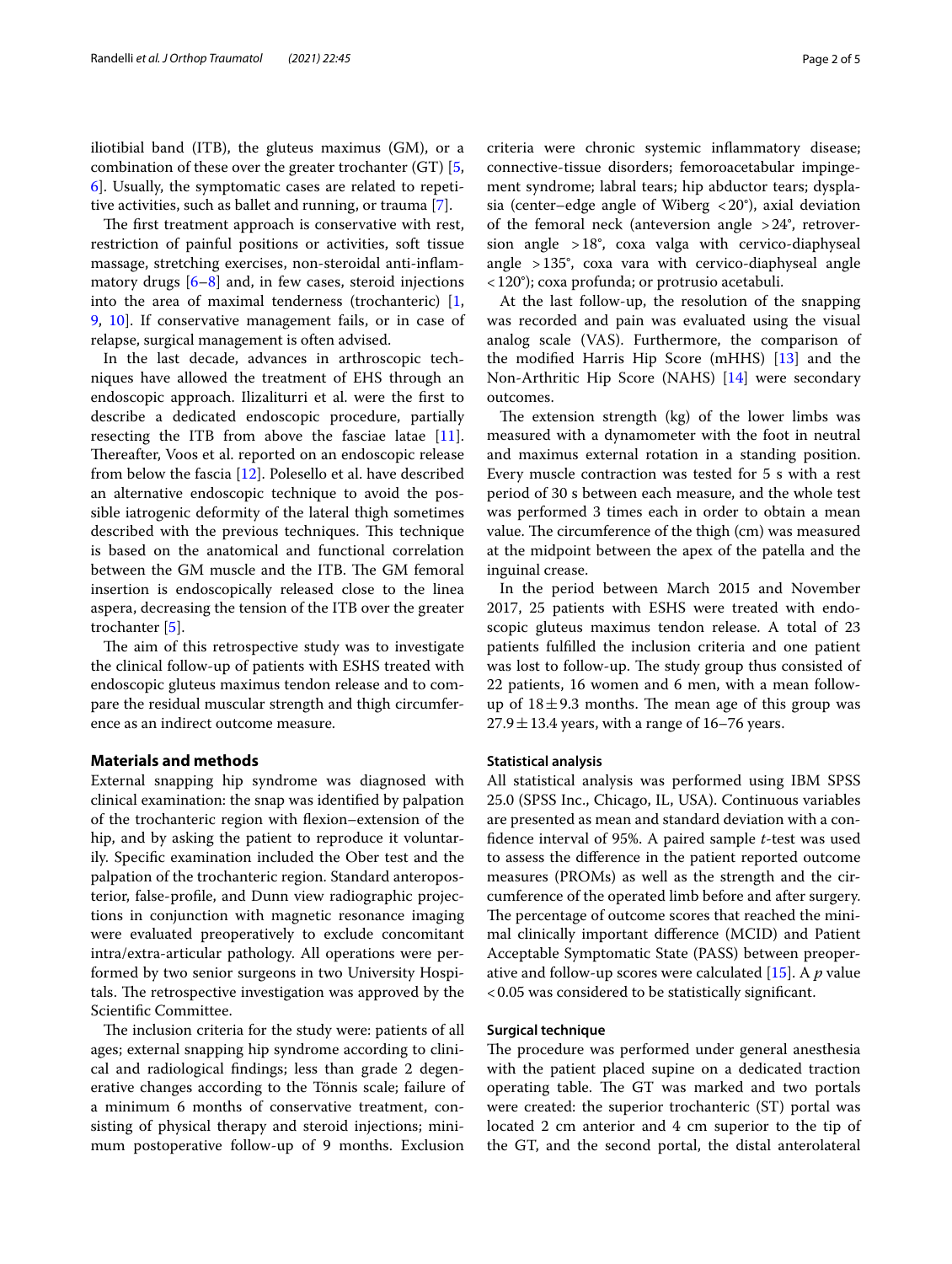iliotibial band (ITB), the gluteus maximus (GM), or a combination of these over the greater trochanter (GT) [5, 6]. Usually, the symptomatic cases are related to repetitive activities, such as ballet and running, or trauma [7].

The first treatment approach is conservative with rest, restriction of painful positions or activities, soft tissue massage, stretching exercises, non-steroidal anti-inflammatory drugs [6–8] and, in few cases, steroid injections into the area of maximal tenderness (trochanteric) [1, 9, 10]. If conservative management fails, or in case of relapse, surgical management is often advised.

In the last decade, advances in arthroscopic techniques have allowed the treatment of EHS through an endoscopic approach. Ilizaliturri et al. were the first to describe a dedicated endoscopic procedure, partially resecting the ITB from above the fasciae latae [11]. Thereafter, Voos et al. reported on an endoscopic release from below the fascia [12]. Polesello et al. have described an alternative endoscopic technique to avoid the possible iatrogenic deformity of the lateral thigh sometimes described with the previous techniques. This technique is based on the anatomical and functional correlation between the GM muscle and the ITB. The GM femoral insertion is endoscopically released close to the linea aspera, decreasing the tension of the ITB over the greater trochanter [5].

The aim of this retrospective study was to investigate the clinical follow-up of patients with ESHS treated with endoscopic gluteus maximus tendon release and to compare the residual muscular strength and thigh circumference as an indirect outcome measure.

## Materials and methods

External snapping hip syndrome was diagnosed with clinical examination: the snap was identified by palpation of the trochanteric region with flexion–extension of the hip, and by asking the patient to reproduce it voluntarily. Specific examination included the Ober test and the palpation of the trochanteric region. Standard anteroposterior, false-profile, and Dunn view radiographic projections in conjunction with magnetic resonance imaging were evaluated preoperatively to exclude concomitant intra/extra-articular pathology. All operations were performed by two senior surgeons in two University Hospitals. The retrospective investigation was approved by the Scientific Committee.

The inclusion criteria for the study were: patients of all ages; external snapping hip syndrome according to clinical and radiological findings; less than grade 2 degenerative changes according to the Tönnis scale; failure of a minimum 6 months of conservative treatment, consisting of physical therapy and steroid injections; minimum postoperative follow-up of 9 months. Exclusion criteria were chronic systemic inflammatory disease; connective-tissue disorders; femoroacetabular impingement syndrome; labral tears; hip abductor tears; dysplasia (center–edge angle of Wiberg <20°), axial deviation of the femoral neck (anteversion angle >24°, retroversion angle >18°, coxa valga with cervico-diaphyseal angle >135°, coxa vara with cervico-diaphyseal angle <120°); coxa profunda; or protrusio acetabuli.

At the last follow-up, the resolution of the snapping was recorded and pain was evaluated using the visual analog scale (VAS). Furthermore, the comparison of the modified Harris Hip Score (mHHS) [13] and the Non-Arthritic Hip Score (NAHS) [14] were secondary outcomes.

The extension strength (kg) of the lower limbs was measured with a dynamometer with the foot in neutral and maximus external rotation in a standing position. Every muscle contraction was tested for 5 s with a rest period of 30 s between each measure, and the whole test was performed 3 times each in order to obtain a mean value. The circumference of the thigh (cm) was measured at the midpoint between the apex of the patella and the inguinal crease.

In the period between March 2015 and November 2017, 25 patients with ESHS were treated with endoscopic gluteus maximus tendon release. A total of 23 patients fulfilled the inclusion criteria and one patient was lost to follow-up. The study group thus consisted of 22 patients, 16 women and 6 men, with a mean follow-up of 18 ± 9.3 months. The mean age of this group was 27.9 ± 13.4 years, with a range of 16–76 years.

### Statistical analysis

All statistical analysis was performed using IBM SPSS 25.0 (SPSS Inc., Chicago, IL, USA). Continuous variables are presented as mean and standard deviation with a confidence interval of 95%. A paired sample *t*-test was used to assess the difference in the patient reported outcome measures (PROMs) as well as the strength and the circumference of the operated limb before and after surgery. The percentage of outcome scores that reached the minimal clinically important difference (MCID) and Patient Acceptable Symptomatic State (PASS) between preoperative and follow-up scores were calculated [15]. A *p* value <0.05 was considered to be statistically significant.

### Surgical technique

The procedure was performed under general anesthesia with the patient placed supine on a dedicated traction operating table. The GT was marked and two portals were created: the superior trochanteric (ST) portal was located 2 cm anterior and 4 cm superior to the tip of the GT, and the second portal, the distal anterolateral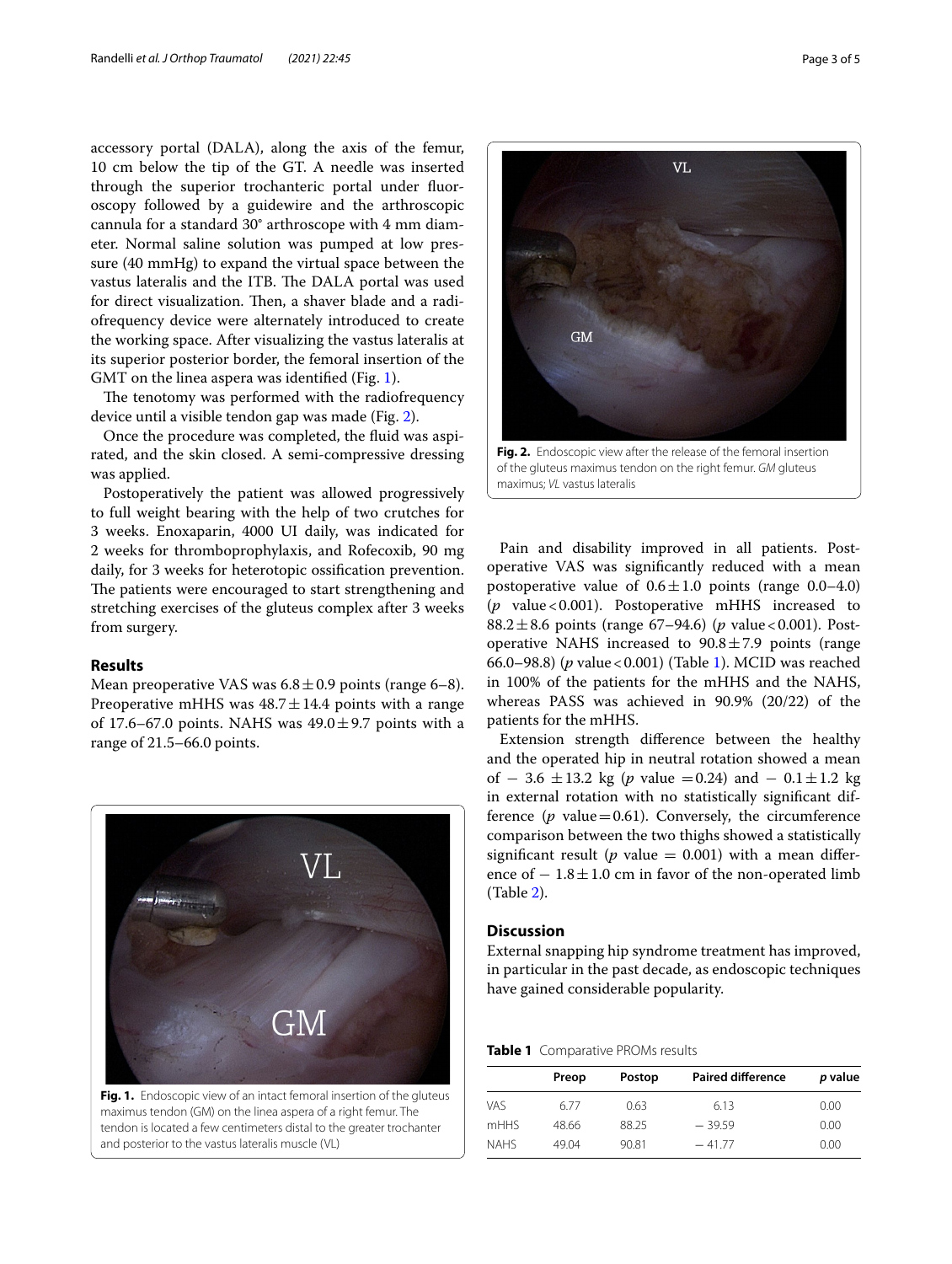accessory portal (DALA), along the axis of the femur, 10 cm below the tip of the GT. A needle was inserted through the superior trochanteric portal under fluoroscopy followed by a guidewire and the arthroscopic cannula for a standard 30° arthroscope with 4 mm diameter. Normal saline solution was pumped at low pressure (40 mmHg) to expand the virtual space between the vastus lateralis and the ITB. The DALA portal was used for direct visualization. Then, a shaver blade and a radiofrequency device were alternately introduced to create the working space. After visualizing the vastus lateralis at its superior posterior border, the femoral insertion of the GMT on the linea aspera was identified (Fig. 1).

The tenotomy was performed with the radiofrequency device until a visible tendon gap was made (Fig. 2).

Once the procedure was completed, the fluid was aspirated, and the skin closed. A semi-compressive dressing was applied.

Postoperatively the patient was allowed progressively to full weight bearing with the help of two crutches for 3 weeks. Enoxaparin, 4000 UI daily, was indicated for 2 weeks for thromboprophylaxis, and Rofecoxib, 90 mg daily, for 3 weeks for heterotopic ossification prevention. The patients were encouraged to start strengthening and stretching exercises of the gluteus complex after 3 weeks from surgery.

## Results

Mean preoperative VAS was $6.8 \pm 0.9$ points (range 6–8). Preoperative mHHS was $48.7 \pm 14.4$ points with a range of 17.6–67.0 points. NAHS was $49.0 \pm 9.7$ points with a range of 21.5–66.0 points.

**Fig. 1.** Endoscopic view of an intact femoral insertion of the gluteus maximus tendon (GM) on the linea aspera of a right femur. The tendon is located a few centimeters distal to the greater trochanter and posterior to the vastus lateralis muscle (VL)

**Fig. 2.** Endoscopic view after the release of the femoral insertion of the gluteus maximus tendon on the right femur. *GM* gluteus maximus; *VL* vastus lateralis

Pain and disability improved in all patients. Postoperative VAS was significantly reduced with a mean postoperative value of $0.6 \pm 1.0$ points (range 0.0–4.0) ($p$ value < 0.001). Postoperative mHHS increased to $88.2 \pm 8.6$ points (range 67–94.6) ($p$ value < 0.001). Postoperative NAHS increased to $90.8 \pm 7.9$ points (range 66.0–98.8) ($p$ value < 0.001) (Table 1). MCID was reached in 100% of the patients for the mHHS and the NAHS, whereas PASS was achieved in 90.9% (20/22) of the patients for the mHHS.

Extension strength difference between the healthy and the operated hip in neutral rotation showed a mean of $-3.6 \pm 13.2$ kg ($p$ value = 0.24) and $-0.1 \pm 1.2$ kg in external rotation with no statistically significant difference ($p$ value = 0.61). Conversely, the circumference comparison between the two thighs showed a statistically significant result ($p$ value = 0.001) with a mean difference of $-1.8 \pm 1.0$ cm in favor of the non-operated limb (Table 2).

## Discussion

External snapping hip syndrome treatment has improved, in particular in the past decade, as endoscopic techniques have gained considerable popularity.

**Table 1** Comparative PROMs results

| | Preop | Postop | Paired difference | *p* value |
|---|---|---|---|---|
| VAS | 6.77 | 0.63 | 6.13 | 0.00 |
| mHHS | 48.66 | 88.25 | − 39.59 | 0.00 |
| NAHS | 49.04 | 90.81 | − 41.77 | 0.00 |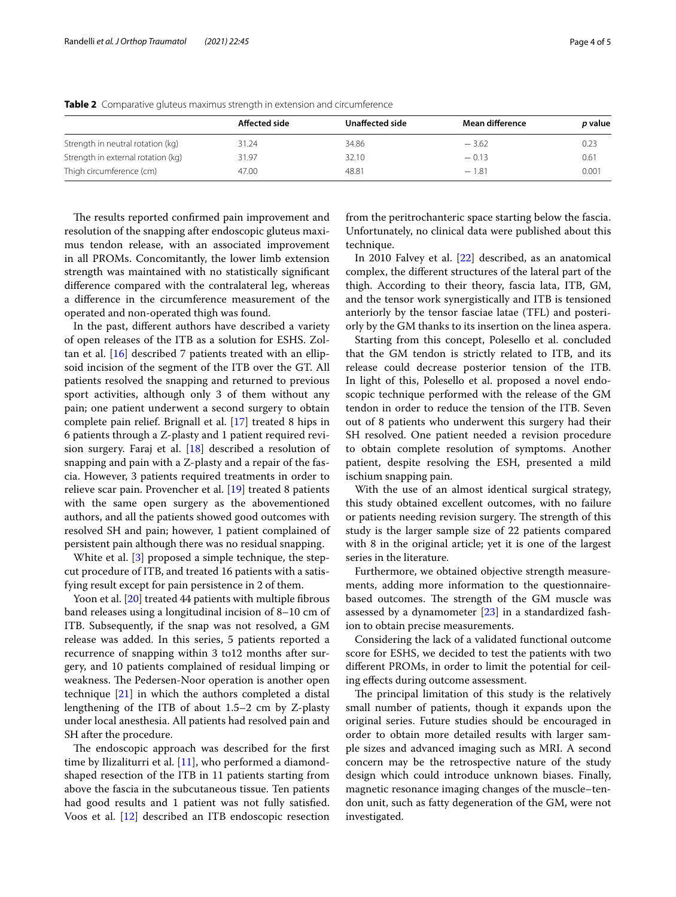**Table 2** Comparative gluteus maximus strength in extension and circumference

| | Affected side | Unaffected side | Mean difference | *p* value |
|---|---|---|---|---|
| Strength in neutral rotation (kg) | 31.24 | 34.86 | − 3.62 | 0.23 |
| Strength in external rotation (kg) | 31.97 | 32.10 | − 0.13 | 0.61 |
| Thigh circumference (cm) | 47.00 | 48.81 | − 1.81 | 0.001 |

The results reported confirmed pain improvement and resolution of the snapping after endoscopic gluteus maximus tendon release, with an associated improvement in all PROMs. Concomitantly, the lower limb extension strength was maintained with no statistically significant difference compared with the contralateral leg, whereas a difference in the circumference measurement of the operated and non-operated thigh was found.

In the past, different authors have described a variety of open releases of the ITB as a solution for ESHS. Zoltan et al. [16] described 7 patients treated with an ellipsoid incision of the segment of the ITB over the GT. All patients resolved the snapping and returned to previous sport activities, although only 3 of them without any pain; one patient underwent a second surgery to obtain complete pain relief. Brignall et al. [17] treated 8 hips in 6 patients through a Z-plasty and 1 patient required revision surgery. Faraj et al. [18] described a resolution of snapping and pain with a Z-plasty and a repair of the fascia. However, 3 patients required treatments in order to relieve scar pain. Provencher et al. [19] treated 8 patients with the same open surgery as the abovementioned authors, and all the patients showed good outcomes with resolved SH and pain; however, 1 patient complained of persistent pain although there was no residual snapping.

White et al. [3] proposed a simple technique, the step-cut procedure of ITB, and treated 16 patients with a satisfying result except for pain persistence in 2 of them.

Yoon et al. [20] treated 44 patients with multiple fibrous band releases using a longitudinal incision of 8–10 cm of ITB. Subsequently, if the snap was not resolved, a GM release was added. In this series, 5 patients reported a recurrence of snapping within 3 to12 months after surgery, and 10 patients complained of residual limping or weakness. The Pedersen-Noor operation is another open technique [21] in which the authors completed a distal lengthening of the ITB of about 1.5–2 cm by Z-plasty under local anesthesia. All patients had resolved pain and SH after the procedure.

The endoscopic approach was described for the first time by Ilizaliturri et al. [11], who performed a diamond-shaped resection of the ITB in 11 patients starting from above the fascia in the subcutaneous tissue. Ten patients had good results and 1 patient was not fully satisfied. Voos et al. [12] described an ITB endoscopic resection from the peritrochanteric space starting below the fascia. Unfortunately, no clinical data were published about this technique.

In 2010 Falvey et al. [22] described, as an anatomical complex, the different structures of the lateral part of the thigh. According to their theory, fascia lata, ITB, GM, and the tensor work synergistically and ITB is tensioned anteriorly by the tensor fasciae latae (TFL) and posteriorly by the GM thanks to its insertion on the linea aspera.

Starting from this concept, Polesello et al. concluded that the GM tendon is strictly related to ITB, and its release could decrease posterior tension of the ITB. In light of this, Polesello et al. proposed a novel endoscopic technique performed with the release of the GM tendon in order to reduce the tension of the ITB. Seven out of 8 patients who underwent this surgery had their SH resolved. One patient needed a revision procedure to obtain complete resolution of symptoms. Another patient, despite resolving the ESH, presented a mild ischium snapping pain.

With the use of an almost identical surgical strategy, this study obtained excellent outcomes, with no failure or patients needing revision surgery. The strength of this study is the larger sample size of 22 patients compared with 8 in the original article; yet it is one of the largest series in the literature.

Furthermore, we obtained objective strength measurements, adding more information to the questionnaire-based outcomes. The strength of the GM muscle was assessed by a dynamometer [23] in a standardized fashion to obtain precise measurements.

Considering the lack of a validated functional outcome score for ESHS, we decided to test the patients with two different PROMs, in order to limit the potential for ceiling effects during outcome assessment.

The principal limitation of this study is the relatively small number of patients, though it expands upon the original series. Future studies should be encouraged in order to obtain more detailed results with larger sample sizes and advanced imaging such as MRI. A second concern may be the retrospective nature of the study design which could introduce unknown biases. Finally, magnetic resonance imaging changes of the muscle–tendon unit, such as fatty degeneration of the GM, were not investigated.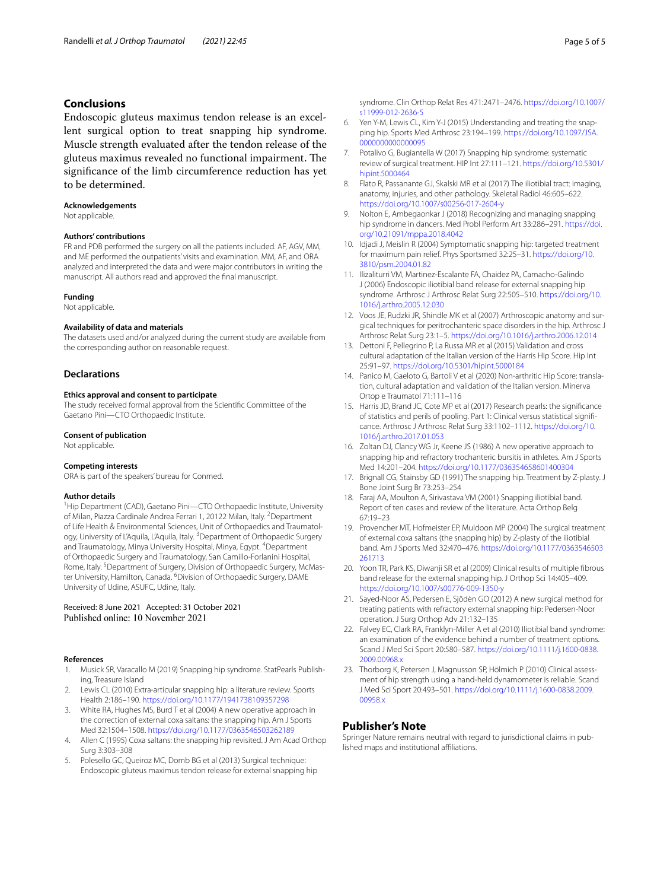## Conclusions

Endoscopic gluteus maximus tendon release is an excellent surgical option to treat snapping hip syndrome. Muscle strength evaluated after the tendon release of the gluteus maximus revealed no functional impairment. The significance of the limb circumference reduction has yet to be determined.

### Acknowledgements

Not applicable.

### Authors' contributions

FR and PDB performed the surgery on all the patients included. AF, AGV, MM, and ME performed the outpatients' visits and examination. MM, AF, and ORA analyzed and interpreted the data and were major contributors in writing the manuscript. All authors read and approved the final manuscript.

### Funding

Not applicable.

### Availability of data and materials

The datasets used and/or analyzed during the current study are available from the corresponding author on reasonable request.

## Declarations

### Ethics approval and consent to participate

The study received formal approval from the Scientific Committee of the Gaetano Pini—CTO Orthopaedic Institute.

### Consent of publication

Not applicable.

### Competing interests

ORA is part of the speakers' bureau for Conmed.

### Author details

[1]Hip Department (CAD), Gaetano Pini—CTO Orthopaedic Institute, University of Milan, Piazza Cardinale Andrea Ferrari 1, 20122 Milan, Italy. [2]Department of Life Health & Environmental Sciences, Unit of Orthopaedics and Traumatology, University of L'Aquila, L'Aquila, Italy. [3]Department of Orthopaedic Surgery and Traumatology, Minya University Hospital, Minya, Egypt. [4]Department of Orthopaedic Surgery and Traumatology, San Camillo-Forlanini Hospital, Rome, Italy. [5]Department of Surgery, Division of Orthopaedic Surgery, McMaster University, Hamilton, Canada. [6]Division of Orthopaedic Surgery, DAME University of Udine, ASUFC, Udine, Italy.

Received: 8 June 2021 Accepted: 31 October 2021
Published online: 10 November 2021

### References

1. Musick SR, Varacallo M (2019) Snapping hip syndrome. StatPearls Publishing, Treasure Island
2. Lewis CL (2010) Extra-articular snapping hip: a literature review. Sports Health 2:186–190. https://doi.org/10.1177/1941738109357298
3. White RA, Hughes MS, Burd T et al (2004) A new operative approach in the correction of external coxa saltans: the snapping hip. Am J Sports Med 32:1504–1508. https://doi.org/10.1177/0363546503262189
4. Allen C (1995) Coxa saltans: the snapping hip revisited. J Am Acad Orthop Surg 3:303–308
5. Polesello GC, Queiroz MC, Domb BG et al (2013) Surgical technique: Endoscopic gluteus maximus tendon release for external snapping hip syndrome. Clin Orthop Relat Res 471:2471–2476. https://doi.org/10.1007/s11999-012-2636-5
6. Yen Y-M, Lewis CL, Kim Y-J (2015) Understanding and treating the snapping hip. Sports Med Arthrosc 23:194–199. https://doi.org/10.1097/JSA.0000000000000095
7. Potalivo G, Bugiantella W (2017) Snapping hip syndrome: systematic review of surgical treatment. HIP Int 27:111–121. https://doi.org/10.5301/hipint.5000464
8. Flato R, Passanante GJ, Skalski MR et al (2017) The iliotibial tract: imaging, anatomy, injuries, and other pathology. Skeletal Radiol 46:605–622. https://doi.org/10.1007/s00256-017-2604-y
9. Nolton E, Ambegaonkar J (2018) Recognizing and managing snapping hip syndrome in dancers. Med Probl Perform Art 33:286–291. https://doi.org/10.21091/mppa.2018.4042
10. Idjadi J, Meislin R (2004) Symptomatic snapping hip: targeted treatment for maximum pain relief. Phys Sportsmed 32:25–31. https://doi.org/10.3810/psm.2004.01.82
11. Ilizaliturri VM, Martinez-Escalante FA, Chaidez PA, Camacho-Galindo J (2006) Endoscopic iliotibial band release for external snapping hip syndrome. Arthrosc J Arthrosc Relat Surg 22:505–510. https://doi.org/10.1016/j.arthro.2005.12.030
12. Voos JE, Rudzki JR, Shindle MK et al (2007) Arthroscopic anatomy and surgical techniques for peritrochanteric space disorders in the hip. Arthrosc J Arthrosc Relat Surg 23:1–5. https://doi.org/10.1016/j.arthro.2006.12.014
13. Dettoni F, Pellegrino P, La Russa MR et al (2015) Validation and cross cultural adaptation of the Italian version of the Harris Hip Score. Hip Int 25:91–97. https://doi.org/10.5301/hipint.5000184
14. Panico M, Gaeloto G, Bartoli V et al (2020) Non-arthritic Hip Score: translation, cultural adaptation and validation of the Italian version. Minerva Ortop e Traumatol 71:111–116
15. Harris JD, Brand JC, Cote MP et al (2017) Research pearls: the significance of statistics and perils of pooling. Part 1: Clinical versus statistical significance. Arthrosc J Arthrosc Relat Surg 33:1102–1112. https://doi.org/10.1016/j.arthro.2017.01.053
16. Zoltan DJ, Clancy WG Jr, Keene JS (1986) A new operative approach to snapping hip and refractory trochanteric bursitis in athletes. Am J Sports Med 14:201–204. https://doi.org/10.1177/036354658601400304
17. Brignall CG, Stainsby GD (1991) The snapping hip. Treatment by Z-plasty. J Bone Joint Surg Br 73:253–254
18. Faraj AA, Moulton A, Sirivastava VM (2001) Snapping iliotibial band. Report of ten cases and review of the literature. Acta Orthop Belg 67:19–23
19. Provencher MT, Hofmeister EP, Muldoon MP (2004) The surgical treatment of external coxa saltans (the snapping hip) by Z-plasty of the iliotibial band. Am J Sports Med 32:470–476. https://doi.org/10.1177/0363546503261713
20. Yoon TR, Park KS, Diwanji SR et al (2009) Clinical results of multiple fibrous band release for the external snapping hip. J Orthop Sci 14:405–409. https://doi.org/10.1007/s00776-009-1350-y
21. Sayed-Noor AS, Pedersen E, Sjödèn GO (2012) A new surgical method for treating patients with refractory external snapping hip: Pedersen-Noor operation. J Surg Orthop Adv 21:132–135
22. Falvey EC, Clark RA, Franklyn-Miller A et al (2010) Iliotibial band syndrome: an examination of the evidence behind a number of treatment options. Scand J Med Sci Sport 20:580–587. https://doi.org/10.1111/j.1600-0838.2009.00968.x
23. Thorborg K, Petersen J, Magnusson SP, Hölmich P (2010) Clinical assessment of hip strength using a hand-held dynamometer is reliable. Scand J Med Sci Sport 20:493–501. https://doi.org/10.1111/j.1600-0838.2009.00958.x

## Publisher's Note

Springer Nature remains neutral with regard to jurisdictional claims in published maps and institutional affiliations.